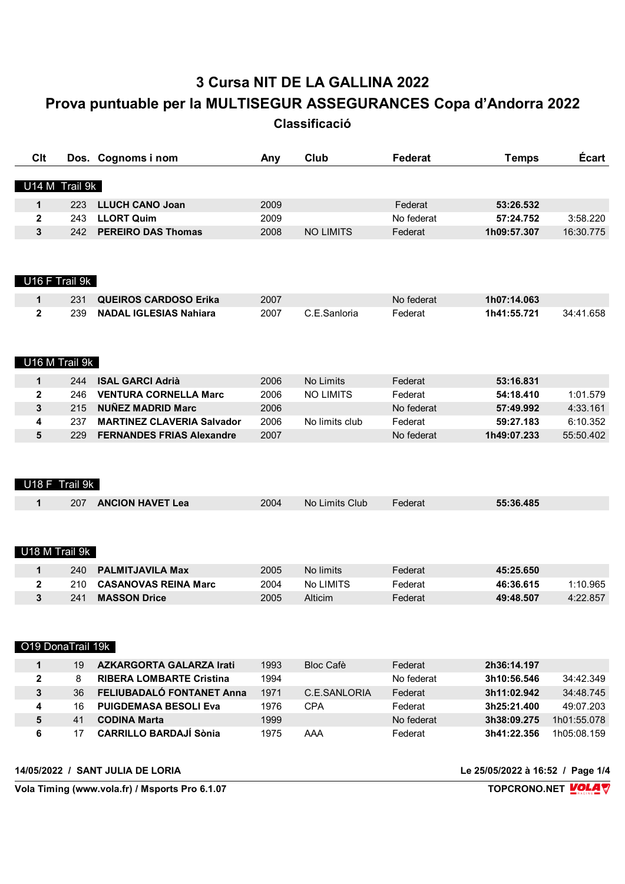# 3 Cursa NIT DE LA GALLINA 2022

## Prova puntuable per la MULTISEGUR ASSEGURANCES Copa d'Andorra 2022

### Classificació

| Clt | Dos. | Cognoms i nom | Any | Club | Federat | Temps | Écart |
|---|---|---|---|---|---|---|---|
| **U14 M Trail 9k** | | | | | | | |
| **1** | 223 | **LLUCH CANO Joan** | 2009 | | Federat | **53:26.532** | |
| **2** | 243 | **LLORT Quim** | 2009 | | No federat | **57:24.752** | 3:58.220 |
| **3** | 242 | **PEREIRO DAS Thomas** | 2008 | NO LIMITS | Federat | **1h09:57.307** | 16:30.775 |
| **U16 F Trail 9k** | | | | | | | |
| **1** | 231 | **QUEIROS CARDOSO Erika** | 2007 | | No federat | **1h07:14.063** | |
| **2** | 239 | **NADAL IGLESIAS Nahiara** | 2007 | C.E.Sanloria | Federat | **1h41:55.721** | 34:41.658 |
| **U16 M Trail 9k** | | | | | | | |
| **1** | 244 | **ISAL GARCI Adrià** | 2006 | No Limits | Federat | **53:16.831** | |
| **2** | 246 | **VENTURA CORNELLA Marc** | 2006 | NO LIMITS | Federat | **54:18.410** | 1:01.579 |
| **3** | 215 | **NUÑEZ MADRID Marc** | 2006 | | No federat | **57:49.992** | 4:33.161 |
| **4** | 237 | **MARTINEZ CLAVERIA Salvador** | 2006 | No limits club | Federat | **59:27.183** | 6:10.352 |
| **5** | 229 | **FERNANDES FRIAS Alexandre** | 2007 | | No federat | **1h49:07.233** | 55:50.402 |
| **U18 F Trail 9k** | | | | | | | |
| **1** | 207 | **ANCION HAVET Lea** | 2004 | No Limits Club | Federat | **55:36.485** | |
| **U18 M Trail 9k** | | | | | | | |
| **1** | 240 | **PALMITJAVILA Max** | 2005 | No limits | Federat | **45:25.650** | |
| **2** | 210 | **CASANOVAS REINA Marc** | 2004 | No LIMITS | Federat | **46:36.615** | 1:10.965 |
| **3** | 241 | **MASSON Drice** | 2005 | Alticim | Federat | **49:48.507** | 4:22.857 |
| **O19 DonaTrail 19k** | | | | | | | |
| **1** | 19 | **AZKARGORTA GALARZA Irati** | 1993 | Bloc Cafè | Federat | **2h36:14.197** | |
| **2** | 8 | **RIBERA LOMBARTE Cristina** | 1994 | | No federat | **3h10:56.546** | 34:42.349 |
| **3** | 36 | **FELIUBADALÓ FONTANET Anna** | 1971 | C.E.SANLORIA | Federat | **3h11:02.942** | 34:48.745 |
| **4** | 16 | **PUIGDEMASA BESOLI Eva** | 1976 | CPA | Federat | **3h25:21.400** | 49:07.203 |
| **5** | 41 | **CODINA Marta** | 1999 | | No federat | **3h38:09.275** | 1h01:55.078 |
| **6** | 17 | **CARRILLO BARDAJÍ Sònia** | 1975 | AAA | Federat | **3h41:22.356** | 1h05:08.159 |

**14/05/2022 / SANT JULIA DE LORIA**

**Le 25/05/2022 à 16:52**

**Vola Timing (www.vola.fr) / Msports Pro 6.1.07**

**TOPCRONO.NET**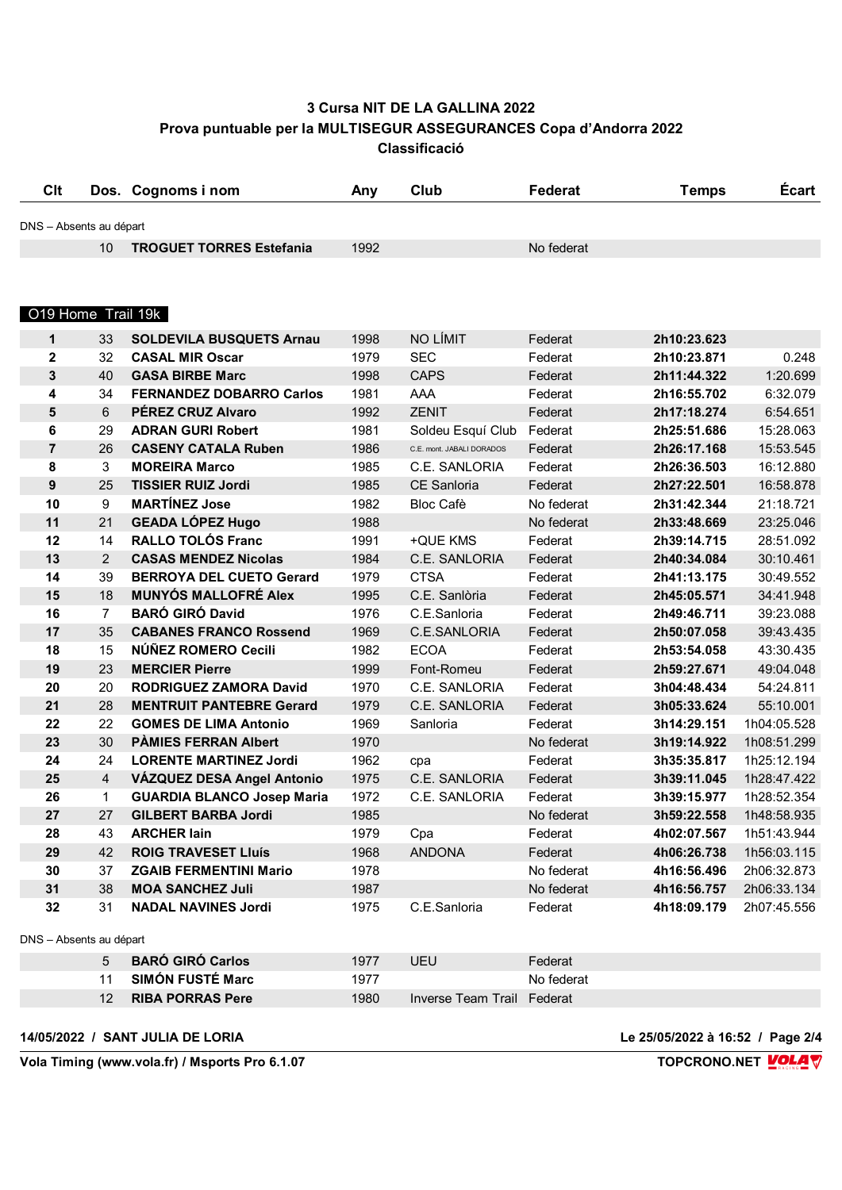# 3 Cursa NIT DE LA GALLINA 2022

## Prova puntuable per la MULTISEGUR ASSEGURANCES Copa d'Andorra 2022

### Classificació

| Clt | Dos. | Cognoms i nom | Any | Club | Federat | Temps | Écart |
|---|---|---|---|---|---|---|---|
| DNS – Absents au départ | | | | | | | |
| | 10 | **TROGUET TORRES Estefania** | 1992 | | No federat | | |

**O19 Home Trail 19k**

| Clt | Dos. | Cognoms i nom | Any | Club | Federat | Temps | Écart |
|---|---|---|---|---|---|---|---|
| **1** | 33 | **SOLDEVILA BUSQUETS Arnau** | 1998 | NO LÍMIT | Federat | **2h10:23.623** | |
| **2** | 32 | **CASAL MIR Oscar** | 1979 | SEC | Federat | **2h10:23.871** | 0.248 |
| **3** | 40 | **GASA BIRBE Marc** | 1998 | CAPS | Federat | **2h11:44.322** | 1:20.699 |
| **4** | 34 | **FERNANDEZ DOBARRO Carlos** | 1981 | AAA | Federat | **2h16:55.702** | 6:32.079 |
| **5** | 6 | **PÉREZ CRUZ Alvaro** | 1992 | ZENIT | Federat | **2h17:18.274** | 6:54.651 |
| **6** | 29 | **ADRAN GURI Robert** | 1981 | Soldeu Esquí Club | Federat | **2h25:51.686** | 15:28.063 |
| **7** | 26 | **CASENY CATALA Ruben** | 1986 | C.E. mont. JABALI DORADOS | Federat | **2h26:17.168** | 15:53.545 |
| **8** | 3 | **MOREIRA Marco** | 1985 | C.E. SANLORIA | Federat | **2h26:36.503** | 16:12.880 |
| **9** | 25 | **TISSIER RUIZ Jordi** | 1985 | CE Sanloria | Federat | **2h27:22.501** | 16:58.878 |
| **10** | 9 | **MARTÍNEZ Jose** | 1982 | Bloc Cafè | No federat | **2h31:42.344** | 21:18.721 |
| **11** | 21 | **GEADA LÓPEZ Hugo** | 1988 | | No federat | **2h33:48.669** | 23:25.046 |
| **12** | 14 | **RALLO TOLÓS Franc** | 1991 | +QUE KMS | Federat | **2h39:14.715** | 28:51.092 |
| **13** | 2 | **CASAS MENDEZ Nicolas** | 1984 | C.E. SANLORIA | Federat | **2h40:34.084** | 30:10.461 |
| **14** | 39 | **BERROYA DEL CUETO Gerard** | 1979 | CTSA | Federat | **2h41:13.175** | 30:49.552 |
| **15** | 18 | **MUNYÓS MALLOFRÉ Alex** | 1995 | C.E. Sanlòria | Federat | **2h45:05.571** | 34:41.948 |
| **16** | 7 | **BARÓ GIRÓ David** | 1976 | C.E.Sanloria | Federat | **2h49:46.711** | 39:23.088 |
| **17** | 35 | **CABANES FRANCO Rossend** | 1969 | C.E.SANLORIA | Federat | **2h50:07.058** | 39:43.435 |
| **18** | 15 | **NÚÑEZ ROMERO Cecili** | 1982 | ECOA | Federat | **2h53:54.058** | 43:30.435 |
| **19** | 23 | **MERCIER Pierre** | 1999 | Font-Romeu | Federat | **2h59:27.671** | 49:04.048 |
| **20** | 20 | **RODRIGUEZ ZAMORA David** | 1970 | C.E. SANLORIA | Federat | **3h04:48.434** | 54:24.811 |
| **21** | 28 | **MENTRUIT PANTEBRE Gerard** | 1979 | C.E. SANLORIA | Federat | **3h05:33.624** | 55:10.001 |
| **22** | 22 | **GOMES DE LIMA Antonio** | 1969 | Sanloria | Federat | **3h14:29.151** | 1h04:05.528 |
| **23** | 30 | **PÀMIES FERRAN Albert** | 1970 | | No federat | **3h19:14.922** | 1h08:51.299 |
| **24** | 24 | **LORENTE MARTINEZ Jordi** | 1962 | cpa | Federat | **3h35:35.817** | 1h25:12.194 |
| **25** | 4 | **VÁZQUEZ DESA Angel Antonio** | 1975 | C.E. SANLORIA | Federat | **3h39:11.045** | 1h28:47.422 |
| **26** | 1 | **GUARDIA BLANCO Josep Maria** | 1972 | C.E. SANLORIA | Federat | **3h39:15.977** | 1h28:52.354 |
| **27** | 27 | **GILBERT BARBA Jordi** | 1985 | | No federat | **3h59:22.558** | 1h48:58.935 |
| **28** | 43 | **ARCHER Iain** | 1979 | Cpa | Federat | **4h02:07.567** | 1h51:43.944 |
| **29** | 42 | **ROIG TRAVESET Lluís** | 1968 | ANDONA | Federat | **4h06:26.738** | 1h56:03.115 |
| **30** | 37 | **ZGAIB FERMENTINI Mario** | 1978 | | No federat | **4h16:56.496** | 2h06:32.873 |
| **31** | 38 | **MOA SANCHEZ Juli** | 1987 | | No federat | **4h16:56.757** | 2h06:33.134 |
| **32** | 31 | **NADAL NAVINES Jordi** | 1975 | C.E.Sanloria | Federat | **4h18:09.179** | 2h07:45.556 |
| DNS – Absents au départ | | | | | | | |
| | 5 | **BARÓ GIRÓ Carlos** | 1977 | UEU | Federat | | |
| | 11 | **SIMÓN FUSTÉ Marc** | 1977 | | No federat | | |
| | 12 | **RIBA PORRAS Pere** | 1980 | Inverse Team Trail | Federat | | |

**14/05/2022 / SANT JULIA DE LORIA** — Le 25/05/2022 à 16:52

**Vola Timing (www.vola.fr) / Msports Pro 6.1.07** — **TOPCRONO.NET**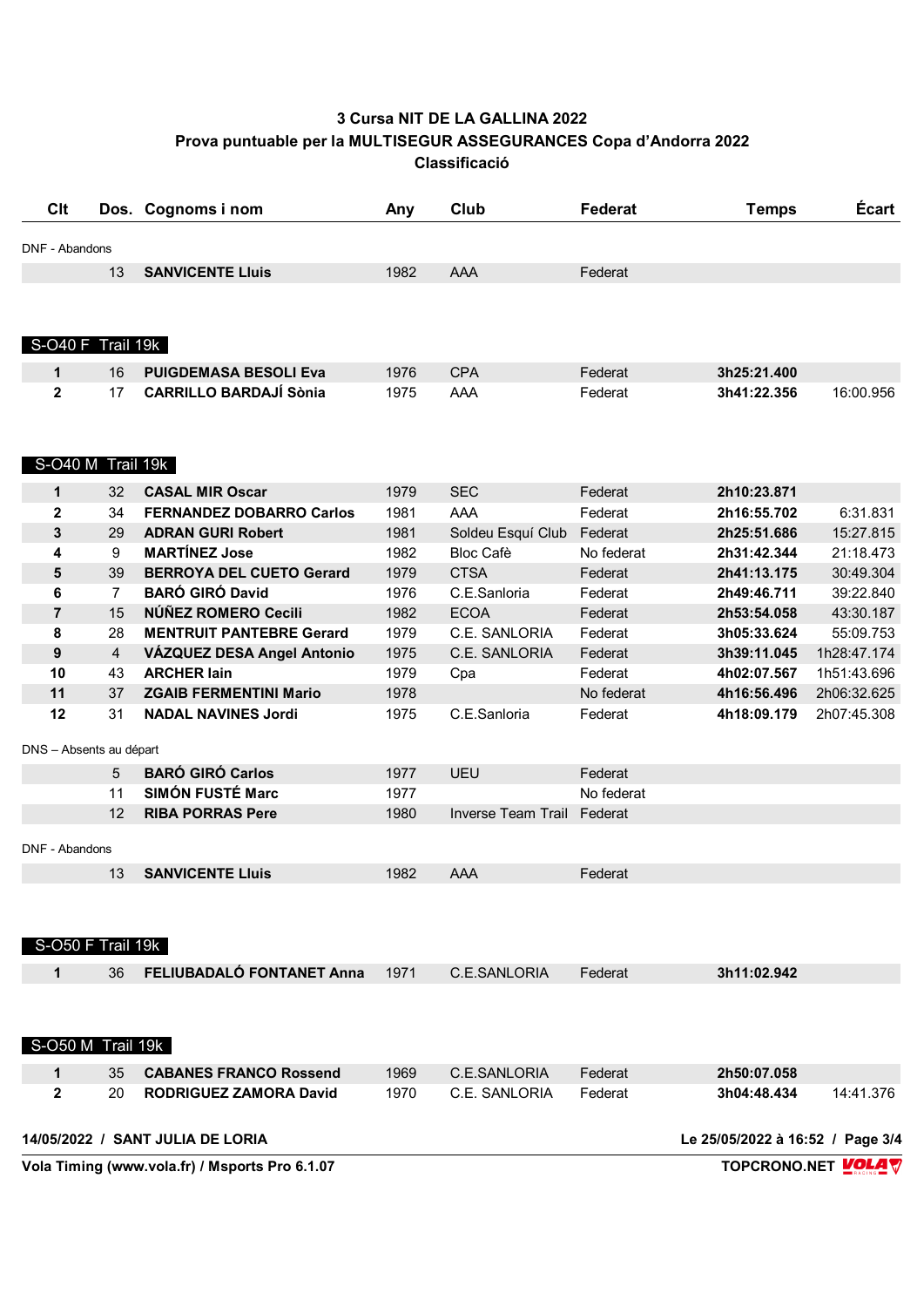# 3 Cursa NIT DE LA GALLINA 2022

## Prova puntuable per la MULTISEGUR ASSEGURANCES Copa d'Andorra 2022

### Classificació

| Clt | Dos. | Cognoms i nom | Any | Club | Federat | Temps | Écart |
|---|---|---|---|---|---|---|---|
| DNF - Abandons | | | | | | | |
| | 13 | **SANVICENTE Lluis** | 1982 | AAA | Federat | | |

### S-O40 F Trail 19k

| Clt | Dos. | Cognoms i nom | Any | Club | Federat | Temps | Écart |
|---|---|---|---|---|---|---|---|
| **1** | 16 | **PUIGDEMASA BESOLI Eva** | 1976 | CPA | Federat | **3h25:21.400** | |
| **2** | 17 | **CARRILLO BARDAJÍ Sònia** | 1975 | AAA | Federat | **3h41:22.356** | 16:00.956 |

### S-O40 M Trail 19k

| Clt | Dos. | Cognoms i nom | Any | Club | Federat | Temps | Écart |
|---|---|---|---|---|---|---|---|
| **1** | 32 | **CASAL MIR Oscar** | 1979 | SEC | Federat | **2h10:23.871** | |
| **2** | 34 | **FERNANDEZ DOBARRO Carlos** | 1981 | AAA | Federat | **2h16:55.702** | 6:31.831 |
| **3** | 29 | **ADRAN GURI Robert** | 1981 | Soldeu Esquí Club | Federat | **2h25:51.686** | 15:27.815 |
| **4** | 9 | **MARTÍNEZ Jose** | 1982 | Bloc Cafè | No federat | **2h31:42.344** | 21:18.473 |
| **5** | 39 | **BERROYA DEL CUETO Gerard** | 1979 | CTSA | Federat | **2h41:13.175** | 30:49.304 |
| **6** | 7 | **BARÓ GIRÓ David** | 1976 | C.E.Sanloria | Federat | **2h49:46.711** | 39:22.840 |
| **7** | 15 | **NÚÑEZ ROMERO Cecili** | 1982 | ECOA | Federat | **2h53:54.058** | 43:30.187 |
| **8** | 28 | **MENTRUIT PANTEBRE Gerard** | 1979 | C.E. SANLORIA | Federat | **3h05:33.624** | 55:09.753 |
| **9** | 4 | **VÁZQUEZ DESA Angel Antonio** | 1975 | C.E. SANLORIA | Federat | **3h39:11.045** | 1h28:47.174 |
| **10** | 43 | **ARCHER Iain** | 1979 | Cpa | Federat | **4h02:07.567** | 1h51:43.696 |
| **11** | 37 | **ZGAIB FERMENTINI Mario** | 1978 | | No federat | **4h16:56.496** | 2h06:32.625 |
| **12** | 31 | **NADAL NAVINES Jordi** | 1975 | C.E.Sanloria | Federat | **4h18:09.179** | 2h07:45.308 |
| DNS – Absents au départ | | | | | | | |
| | 5 | **BARÓ GIRÓ Carlos** | 1977 | UEU | Federat | | |
| | 11 | **SIMÓN FUSTÉ Marc** | 1977 | | No federat | | |
| | 12 | **RIBA PORRAS Pere** | 1980 | Inverse Team Trail | Federat | | |
| DNF - Abandons | | | | | | | |
| | 13 | **SANVICENTE Lluis** | 1982 | AAA | Federat | | |

### S-O50 F Trail 19k

| Clt | Dos. | Cognoms i nom | Any | Club | Federat | Temps | Écart |
|---|---|---|---|---|---|---|---|
| **1** | 36 | **FELIUBADALÓ FONTANET Anna** | 1971 | C.E.SANLORIA | Federat | **3h11:02.942** | |

### S-O50 M Trail 19k

| Clt | Dos. | Cognoms i nom | Any | Club | Federat | Temps | Écart |
|---|---|---|---|---|---|---|---|
| **1** | 35 | **CABANES FRANCO Rossend** | 1969 | C.E.SANLORIA | Federat | **2h50:07.058** | |
| **2** | 20 | **RODRIGUEZ ZAMORA David** | 1970 | C.E. SANLORIA | Federat | **3h04:48.434** | 14:41.376 |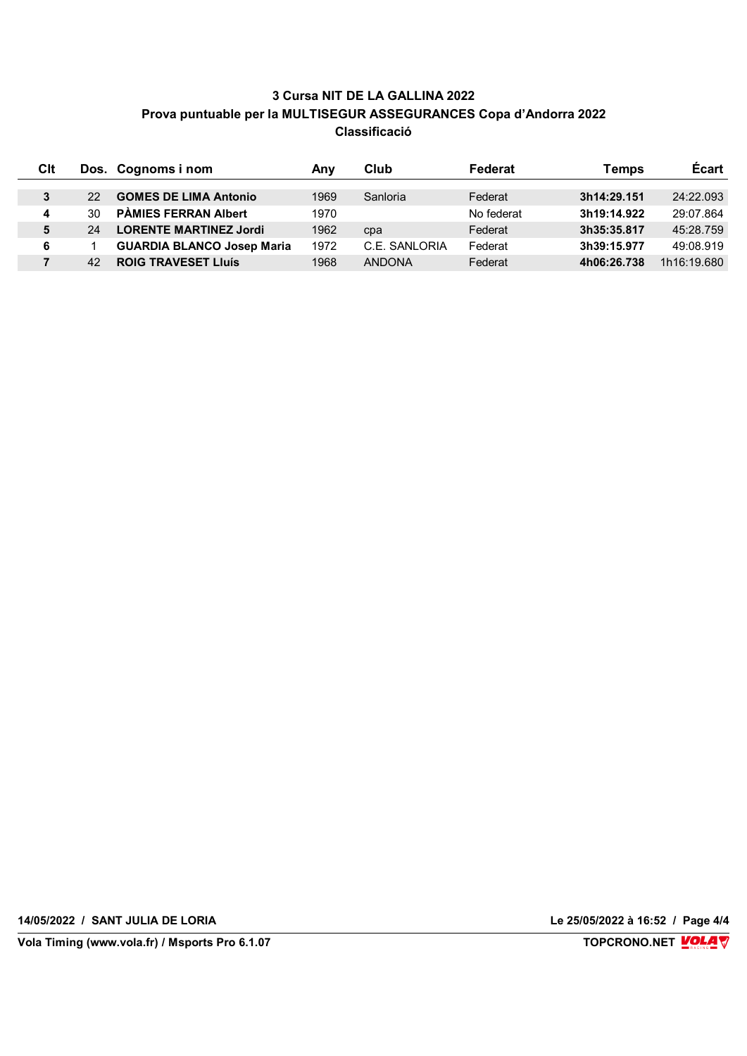**3 Cursa NIT DE LA GALLINA 2022**
**Prova puntuable per la MULTISEGUR ASSEGURANCES Copa d'Andorra 2022**
**Classificació**

| Clt | Dos. | Cognoms i nom | Any | Club | Federat | Temps | Écart |
|---|---|---|---|---|---|---|---|
| **3** | 22 | **GOMES DE LIMA Antonio** | 1969 | Sanloria | Federat | **3h14:29.151** | 24:22.093 |
| **4** | 30 | **PÀMIES FERRAN Albert** | 1970 | | No federat | **3h19:14.922** | 29:07.864 |
| **5** | 24 | **LORENTE MARTINEZ Jordi** | 1962 | cpa | Federat | **3h35:35.817** | 45:28.759 |
| **6** | 1 | **GUARDIA BLANCO Josep Maria** | 1972 | C.E. SANLORIA | Federat | **3h39:15.977** | 49:08.919 |
| **7** | 42 | **ROIG TRAVESET Lluís** | 1968 | ANDONA | Federat | **4h06:26.738** | 1h16:19.680 |

**14/05/2022 / SANT JULIA DE LORIA**

**Le 25/05/2022 à 16:52**

**Vola Timing (www.vola.fr) / Msports Pro 6.1.07**

**TOPCRONO.NET**